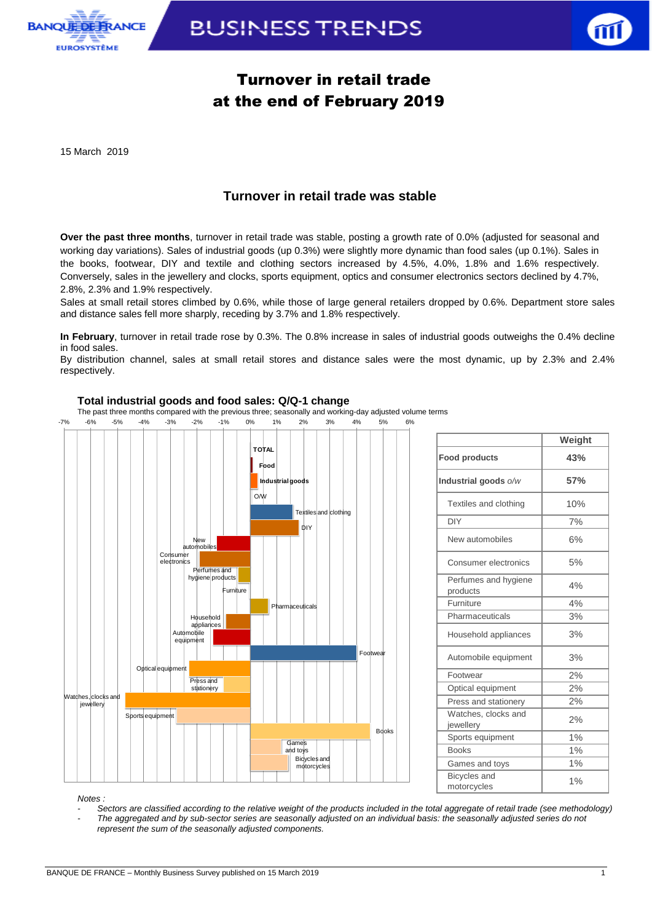# Turnover in retail trade at the end of February 2019

15 March 2019

## Turnover in retail trade was stable

**Over the past three months**, turnover in retail trade was stable, posting a growth rate of 0.0% (adjusted for seasonal and working day variations). Sales of industrial goods (up 0.3%) were slightly more dynamic than food sales (up 0.1%). Sales in the books, footwear, DIY and textile and clothing sectors increased by 4.5%, 4.0%, 1.8% and 1.6% respectively. Conversely, sales in the jewellery and clocks, sports equipment, optics and consumer electronics sectors declined by 4.7%, 2.8%, 2.3% and 1.9% respectively.
Sales at small retail stores climbed by 0.6%, while those of large general retailers dropped by 0.6%. Department store sales and distance sales fell more sharply, receding by 3.7% and 1.8% respectively.

**In February**, turnover in retail trade rose by 0.3%. The 0.8% increase in sales of industrial goods outweighs the 0.4% decline in food sales.
By distribution channel, sales at small retail stores and distance sales were the most dynamic, up by 2.3% and 2.4% respectively.

### Total industrial goods and food sales: Q/Q-1 change

The past three months compared with the previous three; seasonally and working-day adjusted volume terms

| | Weight |
|---|---|
| **Food products** | **43%** |
| **Industrial goods** *o/w* | **57%** |
| Textiles and clothing | 10% |
| DIY | 7% |
| New automobiles | 6% |
| Consumer electronics | 5% |
| Perfumes and hygiene products | 4% |
| Furniture | 4% |
| Pharmaceuticals | 3% |
| Household appliances | 3% |
| Automobile equipment | 3% |
| Footwear | 2% |
| Optical equipment | 2% |
| Press and stationery | 2% |
| Watches, clocks and jewellery | 2% |
| Sports equipment | 1% |
| Books | 1% |
| Games and toys | 1% |
| Bicycles and motorcycles | 1% |

*Notes :*

- *Sectors are classified according to the relative weight of the products included in the total aggregate of retail trade (see methodology)*
- *The aggregated and by sub-sector series are seasonally adjusted on an individual basis: the seasonally adjusted series do not represent the sum of the seasonally adjusted components.*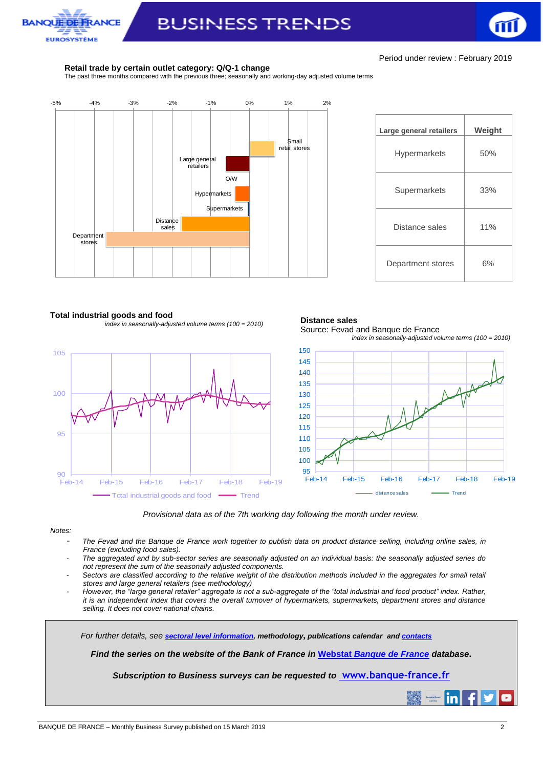Period under review : February 2019

**Retail trade by certain outlet category: Q/Q-1 change**

The past three months compared with the previous three; seasonally and working-day adjusted volume terms

-5% -4% -3% -2% -1% 0% 1% 2%

Small retail stores

Large general retailers

O/W

Hypermarkets

Supermarkets

Distance sales

Department stores

| Large general retailers | Weight |
|---|---|
| Hypermarkets | 50% |
| Supermarkets | 33% |
| Distance sales | 11% |
| Department stores | 6% |

**Total industrial goods and food**

*index in seasonally-adjusted volume terms (100 = 2010)*

105
100
95
90

Feb-14 Feb-15 Feb-16 Feb-17 Feb-18 Feb-19

Total industrial goods and food — Trend

**Distance sales**

Source: Fevad and Banque de France

*index in seasonally-adjusted volume terms (100 = 2010)*

150
145
140
135
130
125
120
115
110
105
100
95

Feb-14 Feb-15 Feb-16 Feb-17 Feb-18 Feb-19

distance sales — Trend

*Provisional data as of the 7th working day following the month under review.*

*Notes:*

- *The Fevad and the Banque de France work together to publish data on product distance selling, including online sales, in France (excluding food sales).*
- *The aggregated and by sub-sector series are seasonally adjusted on an individual basis: the seasonally adjusted series do not represent the sum of the seasonally adjusted components.*
- *Sectors are classified according to the relative weight of the distribution methods included in the aggregates for small retail stores and large general retailers (see methodology)*
- *However, the "large general retailer" aggregate is not a sub-aggregate of the "total industrial and food product" index. Rather, it is an independent index that covers the overall turnover of hypermarkets, supermarkets, department stores and distance selling. It does not cover national chains.*

*For further details, see* ***sectoral level information**, methodology, publications calendar and **contacts***

***Find the series on the website of the Bank of France in Webstat Banque de France database.***

***Subscription to Business surveys can be requested to www.banque-france.fr***

BANQUE DE FRANCE – Monthly Business Survey published on 15 March 2019